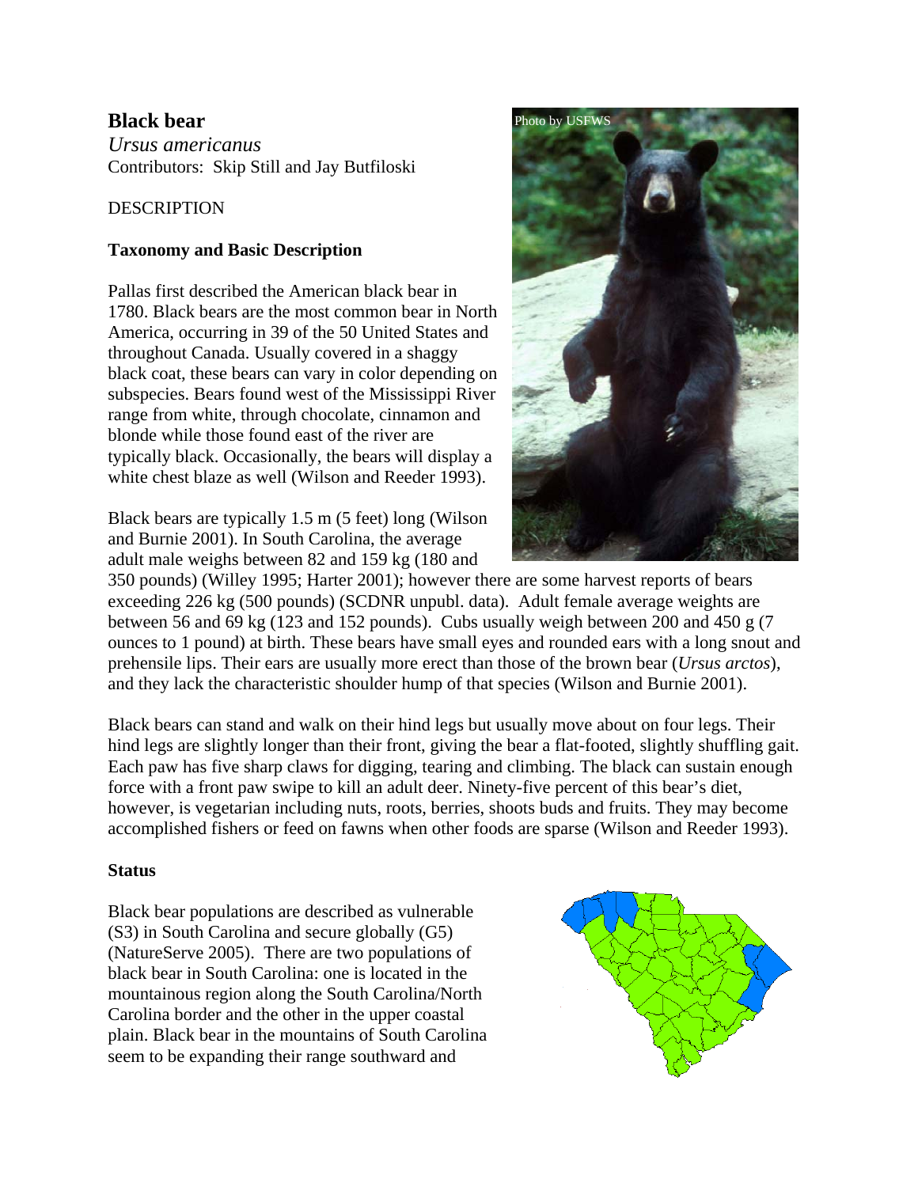# Black bear

*Ursus americanus*

Contributors: Skip Still and Jay Butfiloski

## DESCRIPTION

### Taxonomy and Basic Description

Pallas first described the American black bear in 1780. Black bears are the most common bear in North America, occurring in 39 of the 50 United States and throughout Canada. Usually covered in a shaggy black coat, these bears can vary in color depending on subspecies. Bears found west of the Mississippi River range from white, through chocolate, cinnamon and blonde while those found east of the river are typically black. Occasionally, the bears will display a white chest blaze as well (Wilson and Reeder 1993).

Photo by USFWS

Black bears are typically 1.5 m (5 feet) long (Wilson and Burnie 2001). In South Carolina, the average adult male weighs between 82 and 159 kg (180 and 350 pounds) (Willey 1995; Harter 2001); however there are some harvest reports of bears exceeding 226 kg (500 pounds) (SCDNR unpubl. data). Adult female average weights are between 56 and 69 kg (123 and 152 pounds). Cubs usually weigh between 200 and 450 g (7 ounces to 1 pound) at birth. These bears have small eyes and rounded ears with a long snout and prehensile lips. Their ears are usually more erect than those of the brown bear (*Ursus arctos*), and they lack the characteristic shoulder hump of that species (Wilson and Burnie 2001).

Black bears can stand and walk on their hind legs but usually move about on four legs. Their hind legs are slightly longer than their front, giving the bear a flat-footed, slightly shuffling gait. Each paw has five sharp claws for digging, tearing and climbing. The black can sustain enough force with a front paw swipe to kill an adult deer. Ninety-five percent of this bear's diet, however, is vegetarian including nuts, roots, berries, shoots buds and fruits. They may become accomplished fishers or feed on fawns when other foods are sparse (Wilson and Reeder 1993).

### Status

Black bear populations are described as vulnerable (S3) in South Carolina and secure globally (G5) (NatureServe 2005). There are two populations of black bear in South Carolina: one is located in the mountainous region along the South Carolina/North Carolina border and the other in the upper coastal plain. Black bear in the mountains of South Carolina seem to be expanding their range southward and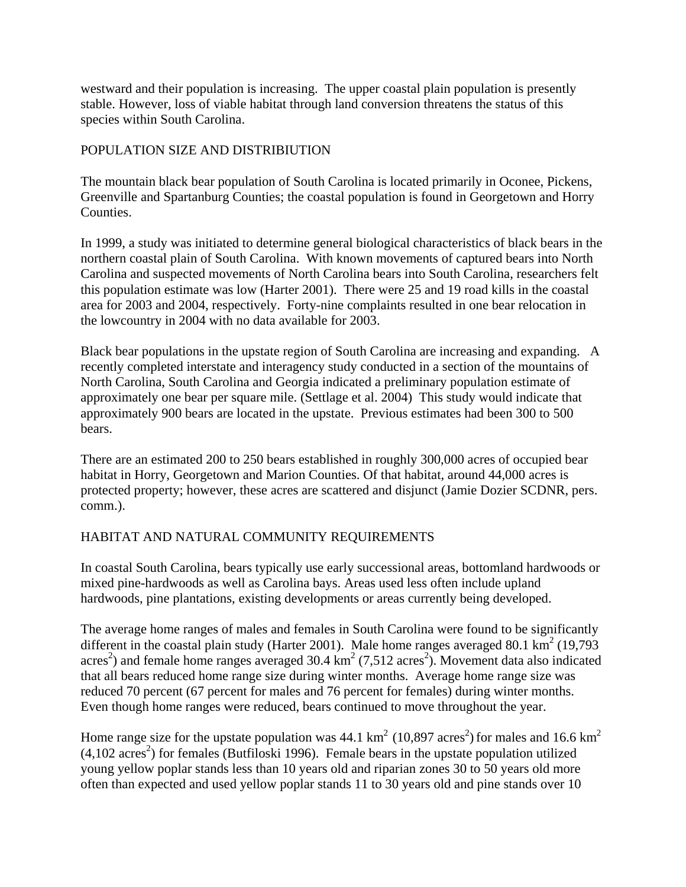westward and their population is increasing. The upper coastal plain population is presently stable. However, loss of viable habitat through land conversion threatens the status of this species within South Carolina.

## POPULATION SIZE AND DISTRIBIUTION

The mountain black bear population of South Carolina is located primarily in Oconee, Pickens, Greenville and Spartanburg Counties; the coastal population is found in Georgetown and Horry Counties.

In 1999, a study was initiated to determine general biological characteristics of black bears in the northern coastal plain of South Carolina. With known movements of captured bears into North Carolina and suspected movements of North Carolina bears into South Carolina, researchers felt this population estimate was low (Harter 2001). There were 25 and 19 road kills in the coastal area for 2003 and 2004, respectively. Forty-nine complaints resulted in one bear relocation in the lowcountry in 2004 with no data available for 2003.

Black bear populations in the upstate region of South Carolina are increasing and expanding. A recently completed interstate and interagency study conducted in a section of the mountains of North Carolina, South Carolina and Georgia indicated a preliminary population estimate of approximately one bear per square mile. (Settlage et al. 2004) This study would indicate that approximately 900 bears are located in the upstate. Previous estimates had been 300 to 500 bears.

There are an estimated 200 to 250 bears established in roughly 300,000 acres of occupied bear habitat in Horry, Georgetown and Marion Counties. Of that habitat, around 44,000 acres is protected property; however, these acres are scattered and disjunct (Jamie Dozier SCDNR, pers. comm.).

## HABITAT AND NATURAL COMMUNITY REQUIREMENTS

In coastal South Carolina, bears typically use early successional areas, bottomland hardwoods or mixed pine-hardwoods as well as Carolina bays. Areas used less often include upland hardwoods, pine plantations, existing developments or areas currently being developed.

The average home ranges of males and females in South Carolina were found to be significantly different in the coastal plain study (Harter 2001). Male home ranges averaged 80.1 $km^2$ (19,793 $acres^2$) and female home ranges averaged 30.4 $km^2$ (7,512 $acres^2$). Movement data also indicated that all bears reduced home range size during winter months. Average home range size was reduced 70 percent (67 percent for males and 76 percent for females) during winter months. Even though home ranges were reduced, bears continued to move throughout the year.

Home range size for the upstate population was 44.1 $km^2$ (10,897 $acres^2$) for males and 16.6 $km^2$ (4,102 $acres^2$) for females (Butfiloski 1996). Female bears in the upstate population utilized young yellow poplar stands less than 10 years old and riparian zones 30 to 50 years old more often than expected and used yellow poplar stands 11 to 30 years old and pine stands over 10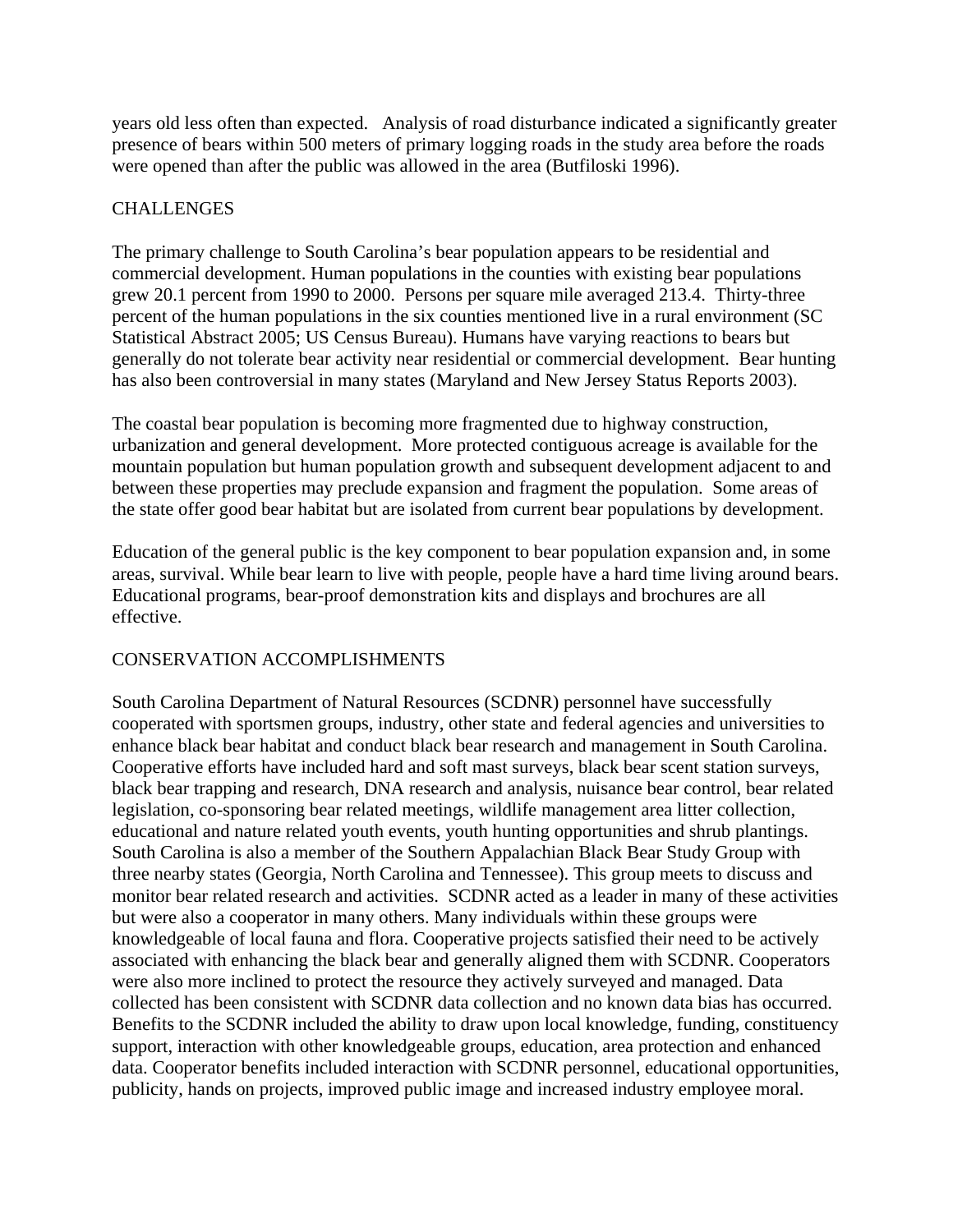years old less often than expected. Analysis of road disturbance indicated a significantly greater presence of bears within 500 meters of primary logging roads in the study area before the roads were opened than after the public was allowed in the area (Butfiloski 1996).

## CHALLENGES

The primary challenge to South Carolina's bear population appears to be residential and commercial development. Human populations in the counties with existing bear populations grew 20.1 percent from 1990 to 2000. Persons per square mile averaged 213.4. Thirty-three percent of the human populations in the six counties mentioned live in a rural environment (SC Statistical Abstract 2005; US Census Bureau). Humans have varying reactions to bears but generally do not tolerate bear activity near residential or commercial development. Bear hunting has also been controversial in many states (Maryland and New Jersey Status Reports 2003).

The coastal bear population is becoming more fragmented due to highway construction, urbanization and general development. More protected contiguous acreage is available for the mountain population but human population growth and subsequent development adjacent to and between these properties may preclude expansion and fragment the population. Some areas of the state offer good bear habitat but are isolated from current bear populations by development.

Education of the general public is the key component to bear population expansion and, in some areas, survival. While bear learn to live with people, people have a hard time living around bears. Educational programs, bear-proof demonstration kits and displays and brochures are all effective.

## CONSERVATION ACCOMPLISHMENTS

South Carolina Department of Natural Resources (SCDNR) personnel have successfully cooperated with sportsmen groups, industry, other state and federal agencies and universities to enhance black bear habitat and conduct black bear research and management in South Carolina. Cooperative efforts have included hard and soft mast surveys, black bear scent station surveys, black bear trapping and research, DNA research and analysis, nuisance bear control, bear related legislation, co-sponsoring bear related meetings, wildlife management area litter collection, educational and nature related youth events, youth hunting opportunities and shrub plantings. South Carolina is also a member of the Southern Appalachian Black Bear Study Group with three nearby states (Georgia, North Carolina and Tennessee). This group meets to discuss and monitor bear related research and activities. SCDNR acted as a leader in many of these activities but were also a cooperator in many others. Many individuals within these groups were knowledgeable of local fauna and flora. Cooperative projects satisfied their need to be actively associated with enhancing the black bear and generally aligned them with SCDNR. Cooperators were also more inclined to protect the resource they actively surveyed and managed. Data collected has been consistent with SCDNR data collection and no known data bias has occurred. Benefits to the SCDNR included the ability to draw upon local knowledge, funding, constituency support, interaction with other knowledgeable groups, education, area protection and enhanced data. Cooperator benefits included interaction with SCDNR personnel, educational opportunities, publicity, hands on projects, improved public image and increased industry employee moral.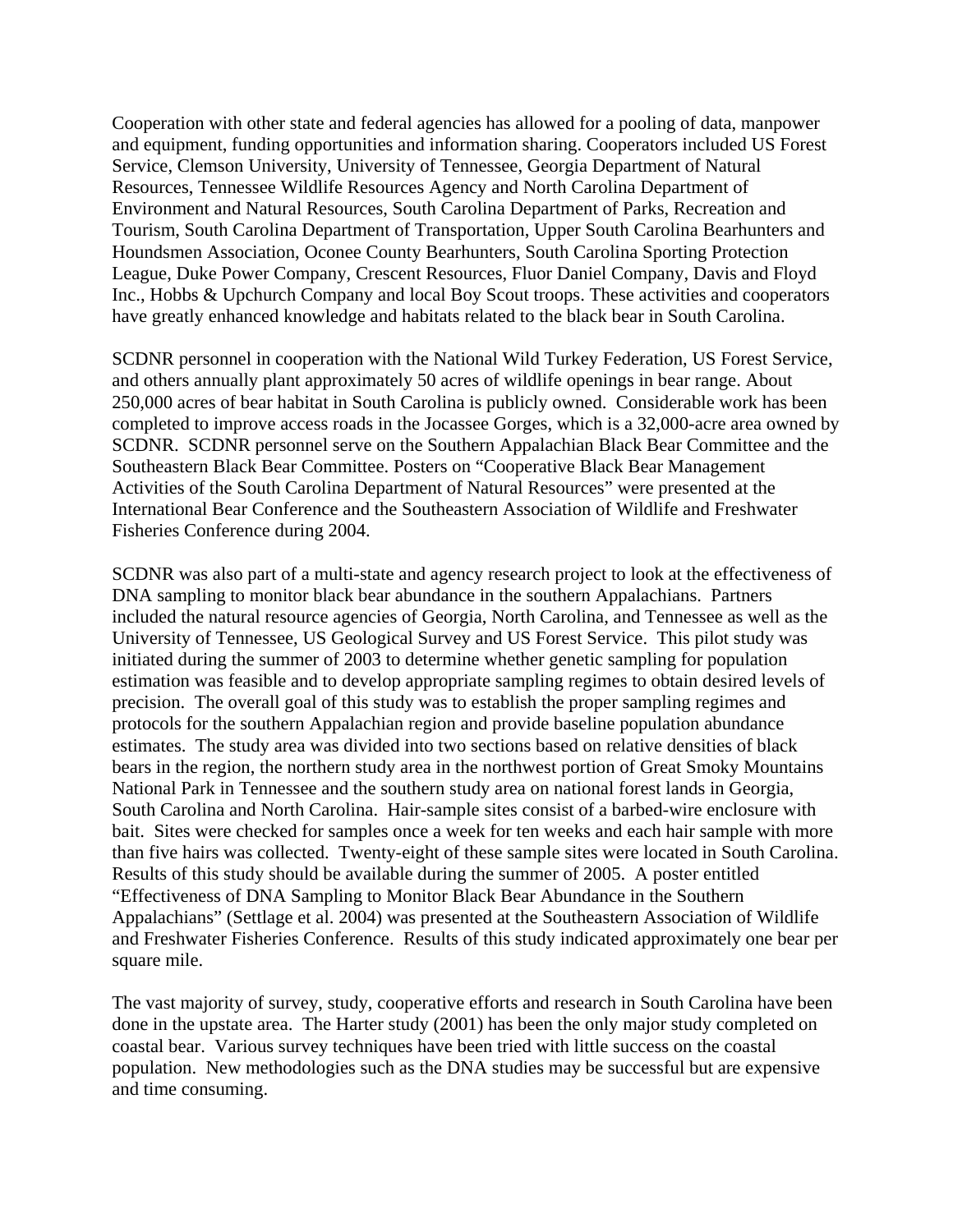Cooperation with other state and federal agencies has allowed for a pooling of data, manpower and equipment, funding opportunities and information sharing. Cooperators included US Forest Service, Clemson University, University of Tennessee, Georgia Department of Natural Resources, Tennessee Wildlife Resources Agency and North Carolina Department of Environment and Natural Resources, South Carolina Department of Parks, Recreation and Tourism, South Carolina Department of Transportation, Upper South Carolina Bearhunters and Houndsmen Association, Oconee County Bearhunters, South Carolina Sporting Protection League, Duke Power Company, Crescent Resources, Fluor Daniel Company, Davis and Floyd Inc., Hobbs & Upchurch Company and local Boy Scout troops. These activities and cooperators have greatly enhanced knowledge and habitats related to the black bear in South Carolina.

SCDNR personnel in cooperation with the National Wild Turkey Federation, US Forest Service, and others annually plant approximately 50 acres of wildlife openings in bear range. About 250,000 acres of bear habitat in South Carolina is publicly owned. Considerable work has been completed to improve access roads in the Jocassee Gorges, which is a 32,000-acre area owned by SCDNR. SCDNR personnel serve on the Southern Appalachian Black Bear Committee and the Southeastern Black Bear Committee. Posters on "Cooperative Black Bear Management Activities of the South Carolina Department of Natural Resources" were presented at the International Bear Conference and the Southeastern Association of Wildlife and Freshwater Fisheries Conference during 2004.

SCDNR was also part of a multi-state and agency research project to look at the effectiveness of DNA sampling to monitor black bear abundance in the southern Appalachians. Partners included the natural resource agencies of Georgia, North Carolina, and Tennessee as well as the University of Tennessee, US Geological Survey and US Forest Service. This pilot study was initiated during the summer of 2003 to determine whether genetic sampling for population estimation was feasible and to develop appropriate sampling regimes to obtain desired levels of precision. The overall goal of this study was to establish the proper sampling regimes and protocols for the southern Appalachian region and provide baseline population abundance estimates. The study area was divided into two sections based on relative densities of black bears in the region, the northern study area in the northwest portion of Great Smoky Mountains National Park in Tennessee and the southern study area on national forest lands in Georgia, South Carolina and North Carolina. Hair-sample sites consist of a barbed-wire enclosure with bait. Sites were checked for samples once a week for ten weeks and each hair sample with more than five hairs was collected. Twenty-eight of these sample sites were located in South Carolina. Results of this study should be available during the summer of 2005. A poster entitled "Effectiveness of DNA Sampling to Monitor Black Bear Abundance in the Southern Appalachians" (Settlage et al. 2004) was presented at the Southeastern Association of Wildlife and Freshwater Fisheries Conference. Results of this study indicated approximately one bear per square mile.

The vast majority of survey, study, cooperative efforts and research in South Carolina have been done in the upstate area. The Harter study (2001) has been the only major study completed on coastal bear. Various survey techniques have been tried with little success on the coastal population. New methodologies such as the DNA studies may be successful but are expensive and time consuming.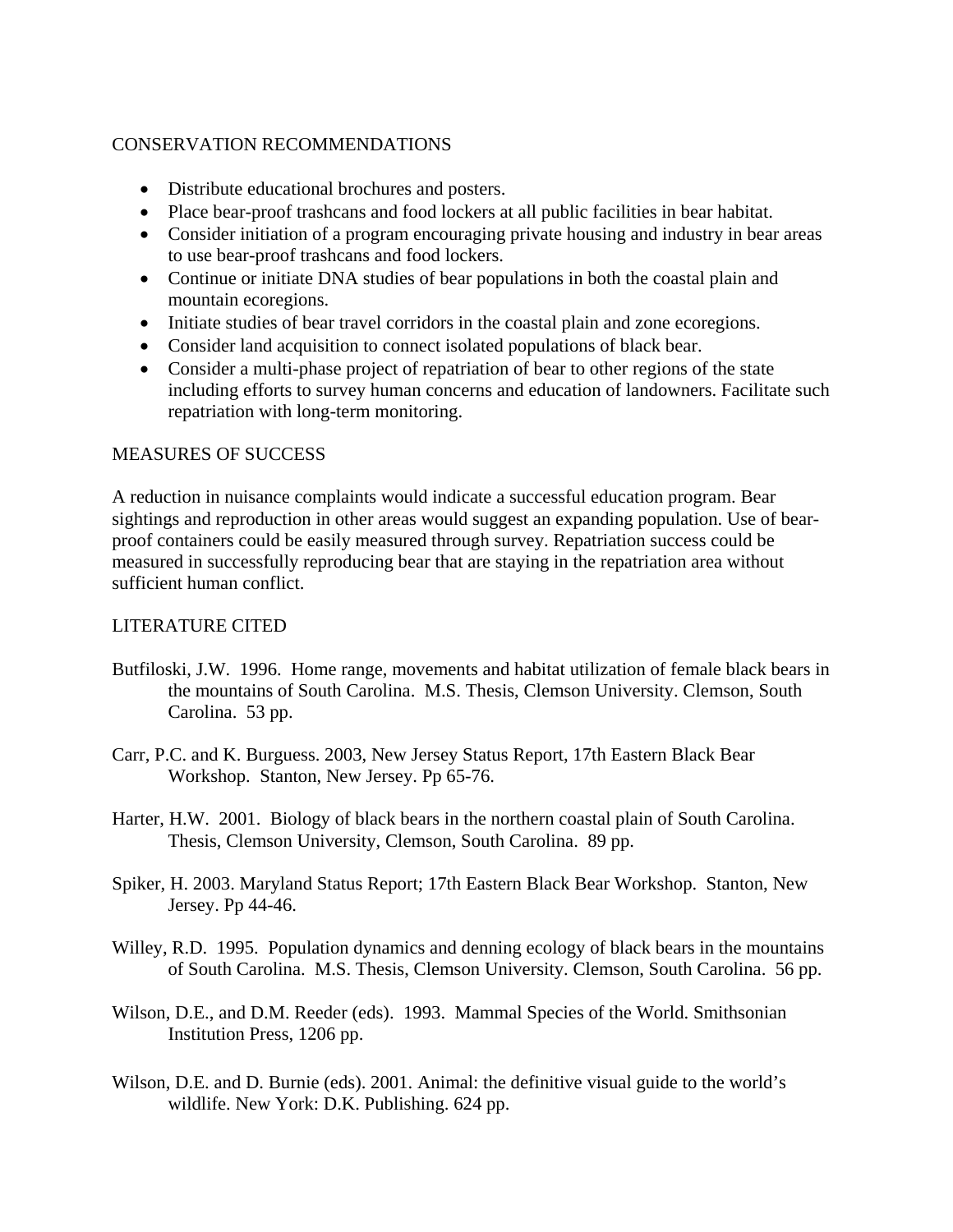## CONSERVATION RECOMMENDATIONS

- Distribute educational brochures and posters.
- Place bear-proof trashcans and food lockers at all public facilities in bear habitat.
- Consider initiation of a program encouraging private housing and industry in bear areas to use bear-proof trashcans and food lockers.
- Continue or initiate DNA studies of bear populations in both the coastal plain and mountain ecoregions.
- Initiate studies of bear travel corridors in the coastal plain and zone ecoregions.
- Consider land acquisition to connect isolated populations of black bear.
- Consider a multi-phase project of repatriation of bear to other regions of the state including efforts to survey human concerns and education of landowners. Facilitate such repatriation with long-term monitoring.

## MEASURES OF SUCCESS

A reduction in nuisance complaints would indicate a successful education program. Bear sightings and reproduction in other areas would suggest an expanding population. Use of bear-proof containers could be easily measured through survey. Repatriation success could be measured in successfully reproducing bear that are staying in the repatriation area without sufficient human conflict.

## LITERATURE CITED

Butfiloski, J.W. 1996. Home range, movements and habitat utilization of female black bears in the mountains of South Carolina. M.S. Thesis, Clemson University. Clemson, South Carolina. 53 pp.

Carr, P.C. and K. Burguess. 2003, New Jersey Status Report, 17th Eastern Black Bear Workshop. Stanton, New Jersey. Pp 65-76.

Harter, H.W. 2001. Biology of black bears in the northern coastal plain of South Carolina. Thesis, Clemson University, Clemson, South Carolina. 89 pp.

Spiker, H. 2003. Maryland Status Report; 17th Eastern Black Bear Workshop. Stanton, New Jersey. Pp 44-46.

Willey, R.D. 1995. Population dynamics and denning ecology of black bears in the mountains of South Carolina. M.S. Thesis, Clemson University. Clemson, South Carolina. 56 pp.

Wilson, D.E., and D.M. Reeder (eds). 1993. Mammal Species of the World. Smithsonian Institution Press, 1206 pp.

Wilson, D.E. and D. Burnie (eds). 2001. Animal: the definitive visual guide to the world's wildlife. New York: D.K. Publishing. 624 pp.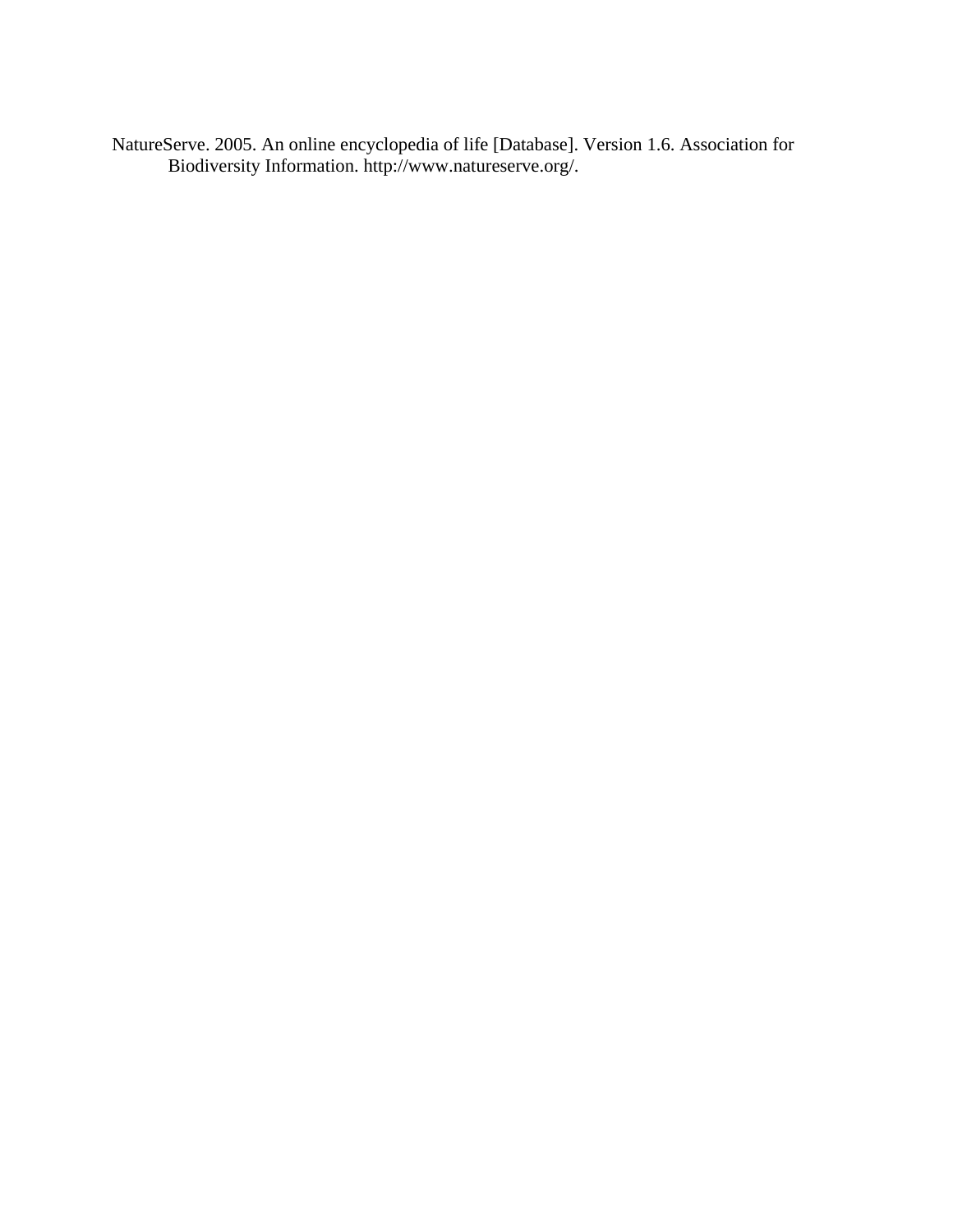NatureServe. 2005. An online encyclopedia of life [Database]. Version 1.6. Association for Biodiversity Information. http://www.natureserve.org/.